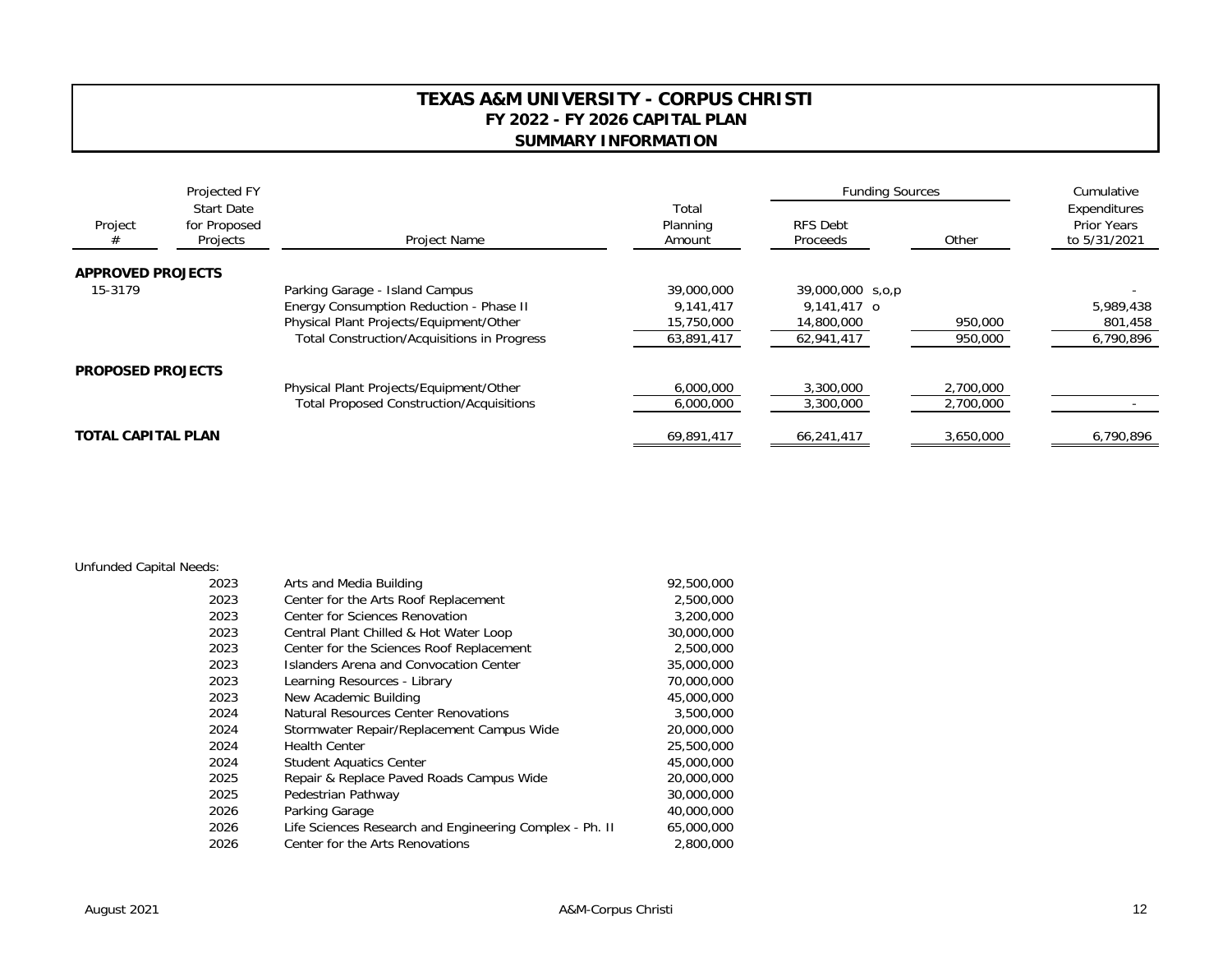# TEXAS A&M UNIVERSITY - CORPUS CHRISTI
## FY 2022 - FY 2026 CAPITAL PLAN
## SUMMARY INFORMATION

| Project # | Projected FY Start Date for Proposed Projects | Project Name | Total Planning Amount | Funding Sources: RFS Debt Proceeds | Funding Sources: Other | Cumulative Expenditures Prior Years to 5/31/2021 |
|---|---|---|---|---|---|---|
| **APPROVED PROJECTS** | | | | | | |
| 15-3179 | | Parking Garage - Island Campus | 39,000,000 | 39,000,000 s,o,p | | - |
| | | Energy Consumption Reduction - Phase II | 9,141,417 | 9,141,417 o | | 5,989,438 |
| | | Physical Plant Projects/Equipment/Other | 15,750,000 | 14,800,000 | 950,000 | 801,458 |
| | | Total Construction/Acquisitions in Progress | 63,891,417 | 62,941,417 | 950,000 | 6,790,896 |
| **PROPOSED PROJECTS** | | | | | | |
| | | Physical Plant Projects/Equipment/Other | 6,000,000 | 3,300,000 | 2,700,000 | |
| | | Total Proposed Construction/Acquisitions | 6,000,000 | 3,300,000 | 2,700,000 | - |
| **TOTAL CAPITAL PLAN** | | | 69,891,417 | 66,241,417 | 3,650,000 | 6,790,896 |

Unfunded Capital Needs:

| | | |
|---|---|---|
| 2023 | Arts and Media Building | 92,500,000 |
| 2023 | Center for the Arts Roof Replacement | 2,500,000 |
| 2023 | Center for Sciences Renovation | 3,200,000 |
| 2023 | Central Plant Chilled & Hot Water Loop | 30,000,000 |
| 2023 | Center for the Sciences Roof Replacement | 2,500,000 |
| 2023 | Islanders Arena and Convocation Center | 35,000,000 |
| 2023 | Learning Resources - Library | 70,000,000 |
| 2023 | New Academic Building | 45,000,000 |
| 2024 | Natural Resources Center Renovations | 3,500,000 |
| 2024 | Stormwater Repair/Replacement Campus Wide | 20,000,000 |
| 2024 | Health Center | 25,500,000 |
| 2024 | Student Aquatics Center | 45,000,000 |
| 2025 | Repair & Replace Paved Roads Campus Wide | 20,000,000 |
| 2025 | Pedestrian Pathway | 30,000,000 |
| 2026 | Parking Garage | 40,000,000 |
| 2026 | Life Sciences Research and Engineering Complex - Ph. II | 65,000,000 |
| 2026 | Center for the Arts Renovations | 2,800,000 |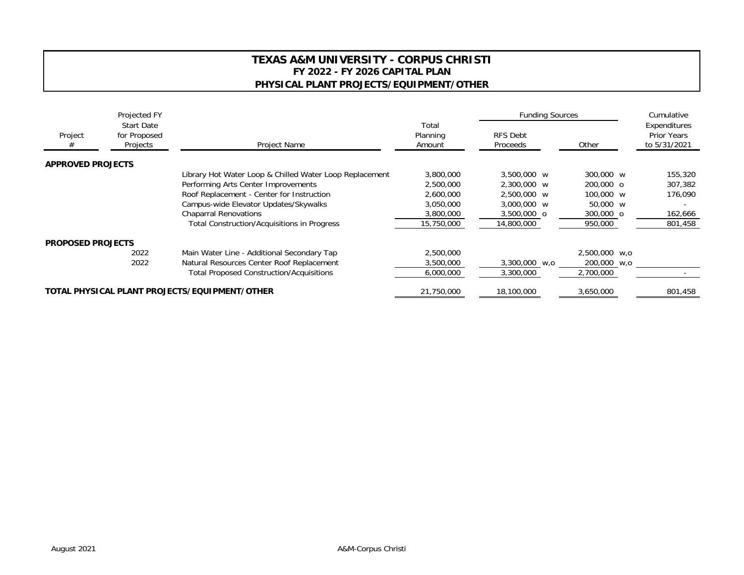# TEXAS A&M UNIVERSITY - CORPUS CHRISTI
## FY 2022 - FY 2026 CAPITAL PLAN
## PHYSICAL PLANT PROJECTS/EQUIPMENT/OTHER

| Project # | Projected FY Start Date for Proposed Projects | Project Name | Total Planning Amount | Funding Sources | | | | Cumulative Expenditures Prior Years to 5/31/2021 |
|---|---|---|---|---|---|---|---|---|
| | | | | RFS Debt Proceeds | | Other | | |
| **APPROVED PROJECTS** | | | | | | | | |
| | | Library Hot Water Loop & Chilled Water Loop Replacement | 3,800,000 | 3,500,000 | w | 300,000 | w | 155,320 |
| | | Performing Arts Center Improvements | 2,500,000 | 2,300,000 | w | 200,000 | o | 307,382 |
| | | Roof Replacement - Center for Instruction | 2,600,000 | 2,500,000 | w | 100,000 | w | 176,090 |
| | | Campus-wide Elevator Updates/Skywalks | 3,050,000 | 3,000,000 | w | 50,000 | w | - |
| | | Chaparral Renovations | 3,800,000 | 3,500,000 | o | 300,000 | o | 162,666 |
| | | Total Construction/Acquisitions in Progress | 15,750,000 | 14,800,000 | | 950,000 | | 801,458 |
| **PROPOSED PROJECTS** | | | | | | | | |
| | 2022 | Main Water Line - Additional Secondary Tap | 2,500,000 | | | 2,500,000 | w,o | |
| | 2022 | Natural Resources Center Roof Replacement | 3,500,000 | 3,300,000 | w,o | 200,000 | w,o | |
| | | Total Proposed Construction/Acquisitions | 6,000,000 | 3,300,000 | | 2,700,000 | | - |
| **TOTAL PHYSICAL PLANT PROJECTS/EQUIPMENT/OTHER** | | | 21,750,000 | 18,100,000 | | 3,650,000 | | 801,458 |